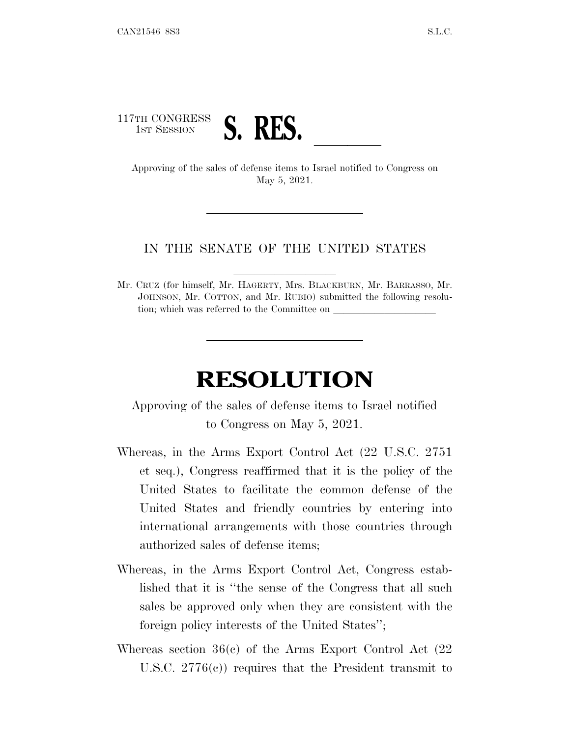117TH CONGRESS
1ST SESSION

# S. RES. ______

Approving of the sales of defense items to Israel notified to Congress on May 5, 2021.

IN THE SENATE OF THE UNITED STATES

Mr. CRUZ (for himself, Mr. HAGERTY, Mrs. BLACKBURN, Mr. BARRASSO, Mr. JOHNSON, Mr. COTTON, and Mr. RUBIO) submitted the following resolution; which was referred to the Committee on ____________________

# RESOLUTION

Approving of the sales of defense items to Israel notified to Congress on May 5, 2021.

Whereas, in the Arms Export Control Act (22 U.S.C. 2751 et seq.), Congress reaffirmed that it is the policy of the United States to facilitate the common defense of the United States and friendly countries by entering into international arrangements with those countries through authorized sales of defense items;

Whereas, in the Arms Export Control Act, Congress established that it is "the sense of the Congress that all such sales be approved only when they are consistent with the foreign policy interests of the United States";

Whereas section 36(c) of the Arms Export Control Act (22 U.S.C. 2776(c)) requires that the President transmit to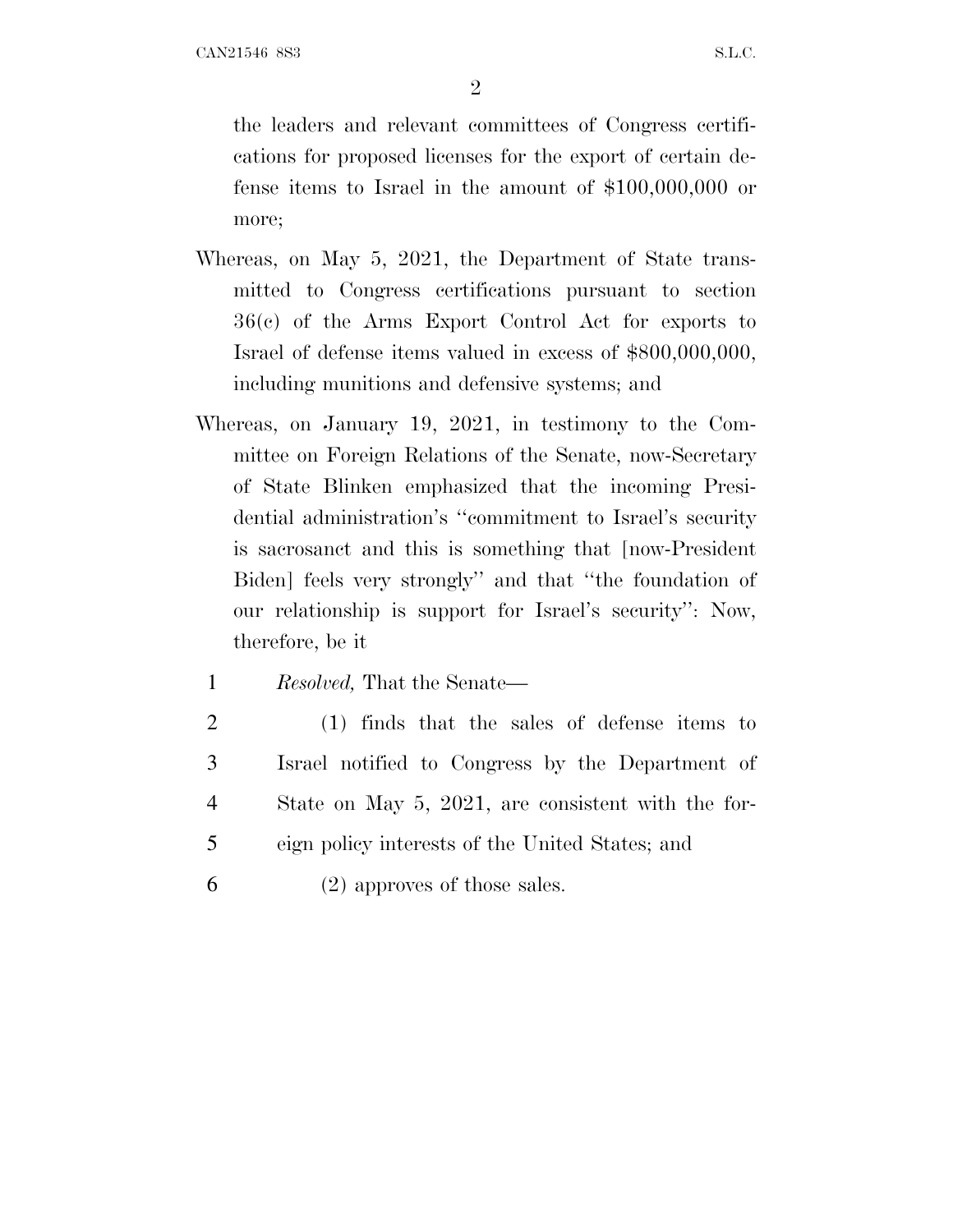the leaders and relevant committees of Congress certifications for proposed licenses for the export of certain defense items to Israel in the amount of $100,000,000 or more;

Whereas, on May 5, 2021, the Department of State transmitted to Congress certifications pursuant to section 36(c) of the Arms Export Control Act for exports to Israel of defense items valued in excess of $800,000,000, including munitions and defensive systems; and

Whereas, on January 19, 2021, in testimony to the Committee on Foreign Relations of the Senate, now-Secretary of State Blinken emphasized that the incoming Presidential administration's "commitment to Israel's security is sacrosanct and this is something that [now-President Biden] feels very strongly" and that "the foundation of our relationship is support for Israel's security": Now, therefore, be it

1 *Resolved,* That the Senate—

2 (1) finds that the sales of defense items to
3 Israel notified to Congress by the Department of
4 State on May 5, 2021, are consistent with the for-
5 eign policy interests of the United States; and

6 (2) approves of those sales.